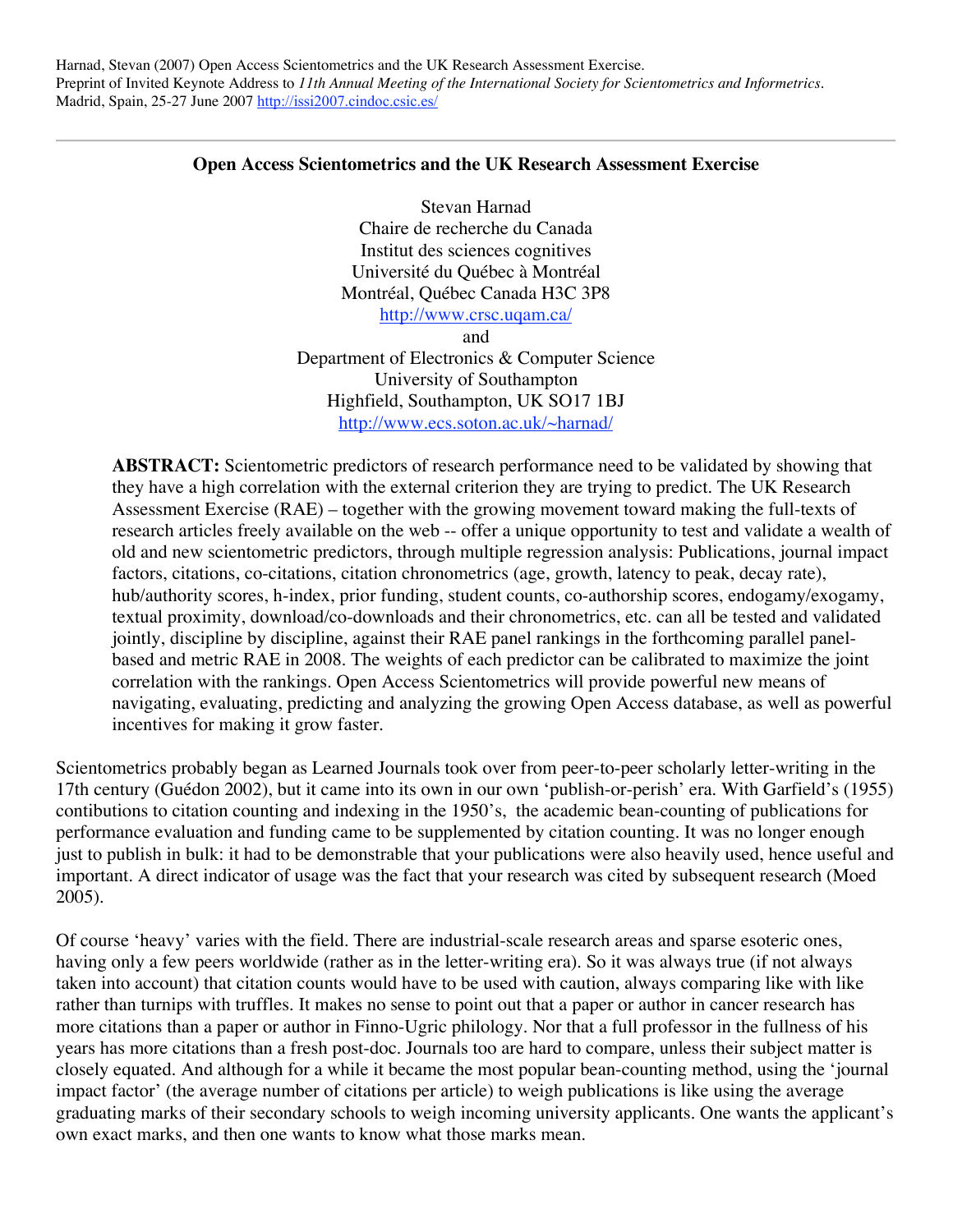Harnad, Stevan (2007) Open Access Scientometrics and the UK Research Assessment Exercise.
Preprint of Invited Keynote Address to *11th Annual Meeting of the International Society for Scientometrics and Informetrics*. Madrid, Spain, 25-27 June 2007 http://issi2007.cindoc.csic.es/

---

# Open Access Scientometrics and the UK Research Assessment Exercise

Stevan Harnad
Chaire de recherche du Canada
Institut des sciences cognitives
Université du Québec à Montréal
Montréal, Québec Canada H3C 3P8
http://www.crsc.uqam.ca/
and
Department of Electronics & Computer Science
University of Southampton
Highfield, Southampton, UK SO17 1BJ
http://www.ecs.soton.ac.uk/~harnad/

**ABSTRACT:** Scientometric predictors of research performance need to be validated by showing that they have a high correlation with the external criterion they are trying to predict. The UK Research Assessment Exercise (RAE) – together with the growing movement toward making the full-texts of research articles freely available on the web -- offer a unique opportunity to test and validate a wealth of old and new scientometric predictors, through multiple regression analysis: Publications, journal impact factors, citations, co-citations, citation chronometrics (age, growth, latency to peak, decay rate), hub/authority scores, h-index, prior funding, student counts, co-authorship scores, endogamy/exogamy, textual proximity, download/co-downloads and their chronometrics, etc. can all be tested and validated jointly, discipline by discipline, against their RAE panel rankings in the forthcoming parallel panel-based and metric RAE in 2008. The weights of each predictor can be calibrated to maximize the joint correlation with the rankings. Open Access Scientometrics will provide powerful new means of navigating, evaluating, predicting and analyzing the growing Open Access database, as well as powerful incentives for making it grow faster.

Scientometrics probably began as Learned Journals took over from peer-to-peer scholarly letter-writing in the 17th century (Guédon 2002), but it came into its own in our own 'publish-or-perish' era. With Garfield's (1955) contibutions to citation counting and indexing in the 1950's, the academic bean-counting of publications for performance evaluation and funding came to be supplemented by citation counting. It was no longer enough just to publish in bulk: it had to be demonstrable that your publications were also heavily used, hence useful and important. A direct indicator of usage was the fact that your research was cited by subsequent research (Moed 2005).

Of course 'heavy' varies with the field. There are industrial-scale research areas and sparse esoteric ones, having only a few peers worldwide (rather as in the letter-writing era). So it was always true (if not always taken into account) that citation counts would have to be used with caution, always comparing like with like rather than turnips with truffles. It makes no sense to point out that a paper or author in cancer research has more citations than a paper or author in Finno-Ugric philology. Nor that a full professor in the fullness of his years has more citations than a fresh post-doc. Journals too are hard to compare, unless their subject matter is closely equated. And although for a while it became the most popular bean-counting method, using the 'journal impact factor' (the average number of citations per article) to weigh publications is like using the average graduating marks of their secondary schools to weigh incoming university applicants. One wants the applicant's own exact marks, and then one wants to know what those marks mean.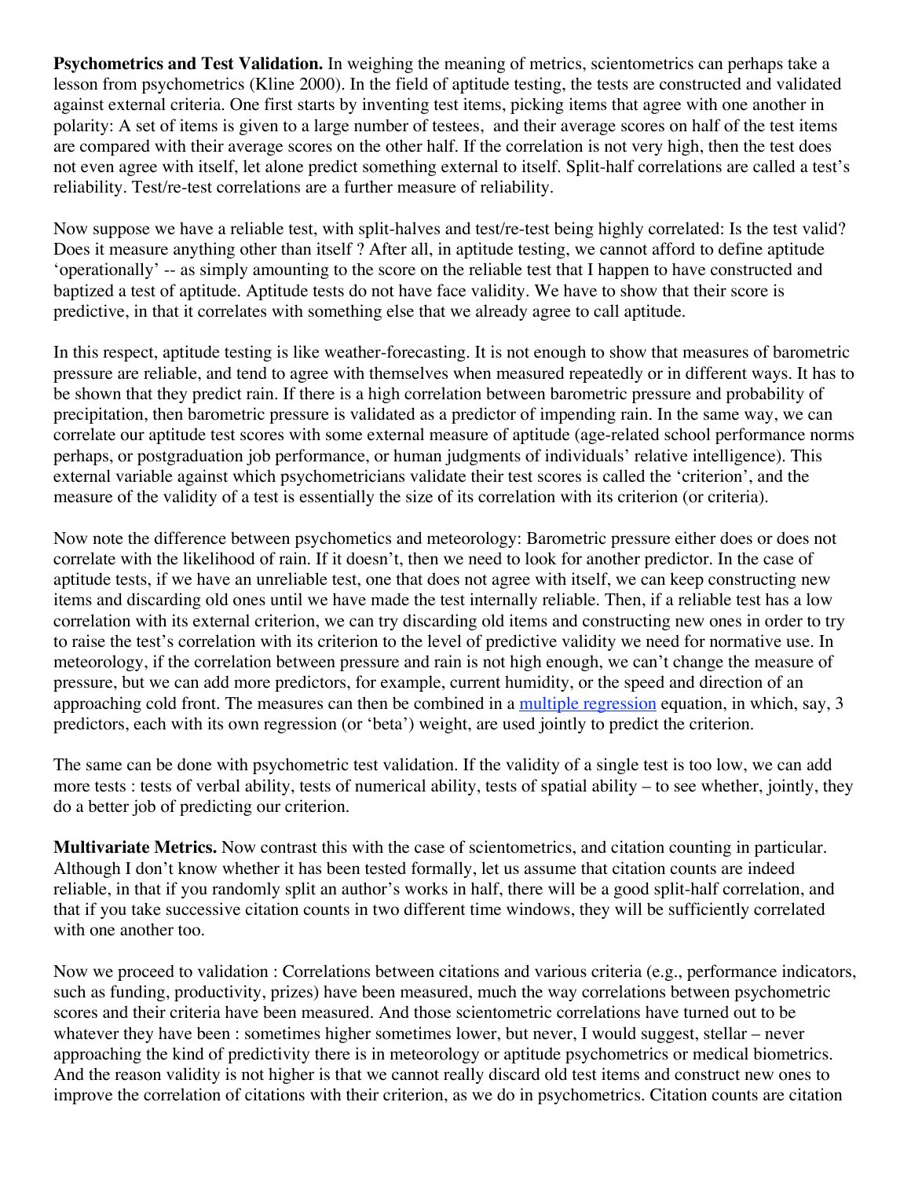**Psychometrics and Test Validation.** In weighing the meaning of metrics, scientometrics can perhaps take a lesson from psychometrics (Kline 2000). In the field of aptitude testing, the tests are constructed and validated against external criteria. One first starts by inventing test items, picking items that agree with one another in polarity: A set of items is given to a large number of testees, and their average scores on half of the test items are compared with their average scores on the other half. If the correlation is not very high, then the test does not even agree with itself, let alone predict something external to itself. Split-half correlations are called a test's reliability. Test/re-test correlations are a further measure of reliability.

Now suppose we have a reliable test, with split-halves and test/re-test being highly correlated: Is the test valid? Does it measure anything other than itself ? After all, in aptitude testing, we cannot afford to define aptitude 'operationally' -- as simply amounting to the score on the reliable test that I happen to have constructed and baptized a test of aptitude. Aptitude tests do not have face validity. We have to show that their score is predictive, in that it correlates with something else that we already agree to call aptitude.

In this respect, aptitude testing is like weather-forecasting. It is not enough to show that measures of barometric pressure are reliable, and tend to agree with themselves when measured repeatedly or in different ways. It has to be shown that they predict rain. If there is a high correlation between barometric pressure and probability of precipitation, then barometric pressure is validated as a predictor of impending rain. In the same way, we can correlate our aptitude test scores with some external measure of aptitude (age-related school performance norms perhaps, or postgraduation job performance, or human judgments of individuals' relative intelligence). This external variable against which psychometricians validate their test scores is called the 'criterion', and the measure of the validity of a test is essentially the size of its correlation with its criterion (or criteria).

Now note the difference between psychometics and meteorology: Barometric pressure either does or does not correlate with the likelihood of rain. If it doesn't, then we need to look for another predictor. In the case of aptitude tests, if we have an unreliable test, one that does not agree with itself, we can keep constructing new items and discarding old ones until we have made the test internally reliable. Then, if a reliable test has a low correlation with its external criterion, we can try discarding old items and constructing new ones in order to try to raise the test's correlation with its criterion to the level of predictive validity we need for normative use. In meteorology, if the correlation between pressure and rain is not high enough, we can't change the measure of pressure, but we can add more predictors, for example, current humidity, or the speed and direction of an approaching cold front. The measures can then be combined in a multiple regression equation, in which, say, 3 predictors, each with its own regression (or 'beta') weight, are used jointly to predict the criterion.

The same can be done with psychometric test validation. If the validity of a single test is too low, we can add more tests : tests of verbal ability, tests of numerical ability, tests of spatial ability – to see whether, jointly, they do a better job of predicting our criterion.

**Multivariate Metrics.** Now contrast this with the case of scientometrics, and citation counting in particular. Although I don't know whether it has been tested formally, let us assume that citation counts are indeed reliable, in that if you randomly split an author's works in half, there will be a good split-half correlation, and that if you take successive citation counts in two different time windows, they will be sufficiently correlated with one another too.

Now we proceed to validation : Correlations between citations and various criteria (e.g., performance indicators, such as funding, productivity, prizes) have been measured, much the way correlations between psychometric scores and their criteria have been measured. And those scientometric correlations have turned out to be whatever they have been : sometimes higher sometimes lower, but never, I would suggest, stellar – never approaching the kind of predictivity there is in meteorology or aptitude psychometrics or medical biometrics. And the reason validity is not higher is that we cannot really discard old test items and construct new ones to improve the correlation of citations with their criterion, as we do in psychometrics. Citation counts are citation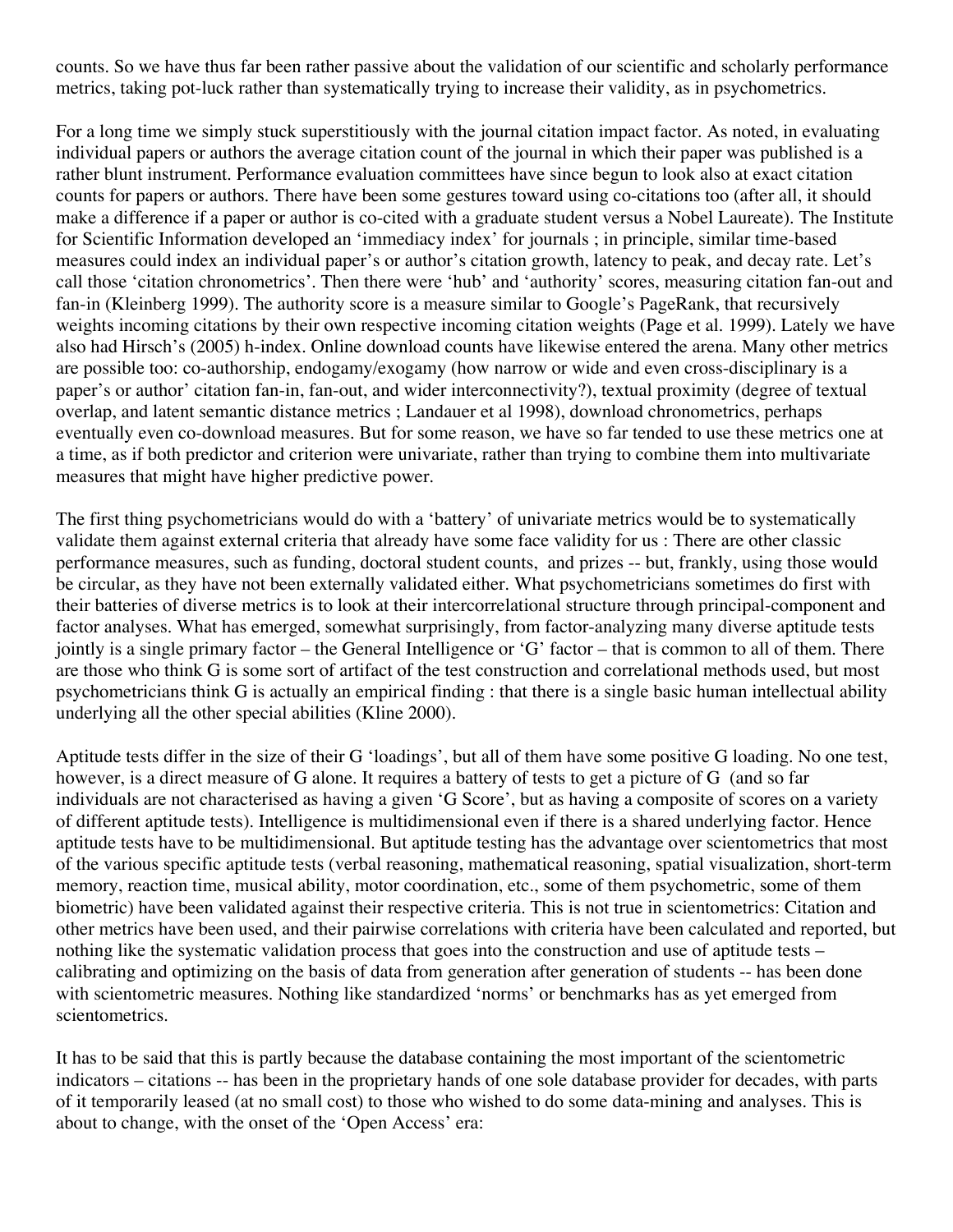counts. So we have thus far been rather passive about the validation of our scientific and scholarly performance metrics, taking pot-luck rather than systematically trying to increase their validity, as in psychometrics.

For a long time we simply stuck superstitiously with the journal citation impact factor. As noted, in evaluating individual papers or authors the average citation count of the journal in which their paper was published is a rather blunt instrument. Performance evaluation committees have since begun to look also at exact citation counts for papers or authors. There have been some gestures toward using co-citations too (after all, it should make a difference if a paper or author is co-cited with a graduate student versus a Nobel Laureate). The Institute for Scientific Information developed an 'immediacy index' for journals ; in principle, similar time-based measures could index an individual paper's or author's citation growth, latency to peak, and decay rate. Let's call those 'citation chronometrics'. Then there were 'hub' and 'authority' scores, measuring citation fan-out and fan-in (Kleinberg 1999). The authority score is a measure similar to Google's PageRank, that recursively weights incoming citations by their own respective incoming citation weights (Page et al. 1999). Lately we have also had Hirsch's (2005) h-index. Online download counts have likewise entered the arena. Many other metrics are possible too: co-authorship, endogamy/exogamy (how narrow or wide and even cross-disciplinary is a paper's or author' citation fan-in, fan-out, and wider interconnectivity?), textual proximity (degree of textual overlap, and latent semantic distance metrics ; Landauer et al 1998), download chronometrics, perhaps eventually even co-download measures. But for some reason, we have so far tended to use these metrics one at a time, as if both predictor and criterion were univariate, rather than trying to combine them into multivariate measures that might have higher predictive power.

The first thing psychometricians would do with a 'battery' of univariate metrics would be to systematically validate them against external criteria that already have some face validity for us : There are other classic performance measures, such as funding, doctoral student counts, and prizes -- but, frankly, using those would be circular, as they have not been externally validated either. What psychometricians sometimes do first with their batteries of diverse metrics is to look at their intercorrelational structure through principal-component and factor analyses. What has emerged, somewhat surprisingly, from factor-analyzing many diverse aptitude tests jointly is a single primary factor – the General Intelligence or 'G' factor – that is common to all of them. There are those who think G is some sort of artifact of the test construction and correlational methods used, but most psychometricians think G is actually an empirical finding : that there is a single basic human intellectual ability underlying all the other special abilities (Kline 2000).

Aptitude tests differ in the size of their G 'loadings', but all of them have some positive G loading. No one test, however, is a direct measure of G alone. It requires a battery of tests to get a picture of G (and so far individuals are not characterised as having a given 'G Score', but as having a composite of scores on a variety of different aptitude tests). Intelligence is multidimensional even if there is a shared underlying factor. Hence aptitude tests have to be multidimensional. But aptitude testing has the advantage over scientometrics that most of the various specific aptitude tests (verbal reasoning, mathematical reasoning, spatial visualization, short-term memory, reaction time, musical ability, motor coordination, etc., some of them psychometric, some of them biometric) have been validated against their respective criteria. This is not true in scientometrics: Citation and other metrics have been used, and their pairwise correlations with criteria have been calculated and reported, but nothing like the systematic validation process that goes into the construction and use of aptitude tests – calibrating and optimizing on the basis of data from generation after generation of students -- has been done with scientometric measures. Nothing like standardized 'norms' or benchmarks has as yet emerged from scientometrics.

It has to be said that this is partly because the database containing the most important of the scientometric indicators – citations -- has been in the proprietary hands of one sole database provider for decades, with parts of it temporarily leased (at no small cost) to those who wished to do some data-mining and analyses. This is about to change, with the onset of the 'Open Access' era: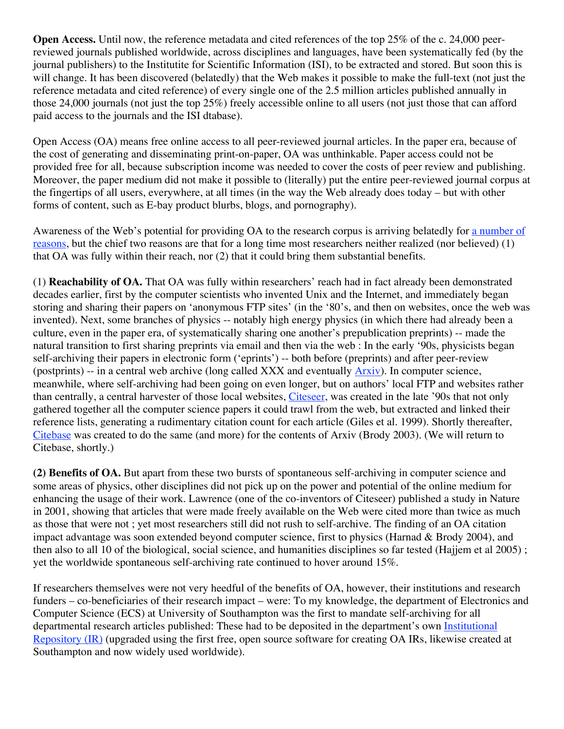**Open Access.** Until now, the reference metadata and cited references of the top 25% of the c. 24,000 peer-reviewed journals published worldwide, across disciplines and languages, have been systematically fed (by the journal publishers) to the Institutite for Scientific Information (ISI), to be extracted and stored. But soon this is will change. It has been discovered (belatedly) that the Web makes it possible to make the full-text (not just the reference metadata and cited reference) of every single one of the 2.5 million articles published annually in those 24,000 journals (not just the top 25%) freely accessible online to all users (not just those that can afford paid access to the journals and the ISI dtabase).

Open Access (OA) means free online access to all peer-reviewed journal articles. In the paper era, because of the cost of generating and disseminating print-on-paper, OA was unthinkable. Paper access could not be provided free for all, because subscription income was needed to cover the costs of peer review and publishing. Moreover, the paper medium did not make it possible to (literally) put the entire peer-reviewed journal corpus at the fingertips of all users, everywhere, at all times (in the way the Web already does today – but with other forms of content, such as E-bay product blurbs, blogs, and pornography).

Awareness of the Web's potential for providing OA to the research corpus is arriving belatedly for [a number of reasons], but the chief two reasons are that for a long time most researchers neither realized (nor believed) (1) that OA was fully within their reach, nor (2) that it could bring them substantial benefits.

(1) **Reachability of OA.** That OA was fully within researchers' reach had in fact already been demonstrated decades earlier, first by the computer scientists who invented Unix and the Internet, and immediately began storing and sharing their papers on 'anonymous FTP sites' (in the '80's, and then on websites, once the web was invented). Next, some branches of physics -- notably high energy physics (in which there had already been a culture, even in the paper era, of systematically sharing one another's prepublication preprints) -- made the natural transition to first sharing preprints via email and then via the web : In the early '90s, physicists began self-archiving their papers in electronic form ('eprints') -- both before (preprints) and after peer-review (postprints) -- in a central web archive (long called XXX and eventually [Arxiv]). In computer science, meanwhile, where self-archiving had been going on even longer, but on authors' local FTP and websites rather than centrally, a central harvester of those local websites, [Citeseer], was created in the late '90s that not only gathered together all the computer science papers it could trawl from the web, but extracted and linked their reference lists, generating a rudimentary citation count for each article (Giles et al. 1999). Shortly thereafter, [Citebase] was created to do the same (and more) for the contents of Arxiv (Brody 2003). (We will return to Citebase, shortly.)

**(2) Benefits of OA.** But apart from these two bursts of spontaneous self-archiving in computer science and some areas of physics, other disciplines did not pick up on the power and potential of the online medium for enhancing the usage of their work. Lawrence (one of the co-inventors of Citeseer) published a study in Nature in 2001, showing that articles that were made freely available on the Web were cited more than twice as much as those that were not ; yet most researchers still did not rush to self-archive. The finding of an OA citation impact advantage was soon extended beyond computer science, first to physics (Harnad & Brody 2004), and then also to all 10 of the biological, social science, and humanities disciplines so far tested (Hajjem et al 2005) ; yet the worldwide spontaneous self-archiving rate continued to hover around 15%.

If researchers themselves were not very heedful of the benefits of OA, however, their institutions and research funders – co-beneficiaries of their research impact – were: To my knowledge, the department of Electronics and Computer Science (ECS) at University of Southampton was the first to mandate self-archiving for all departmental research articles published: These had to be deposited in the department's own [Institutional Repository (IR)] (upgraded using the first free, open source software for creating OA IRs, likewise created at Southampton and now widely used worldwide).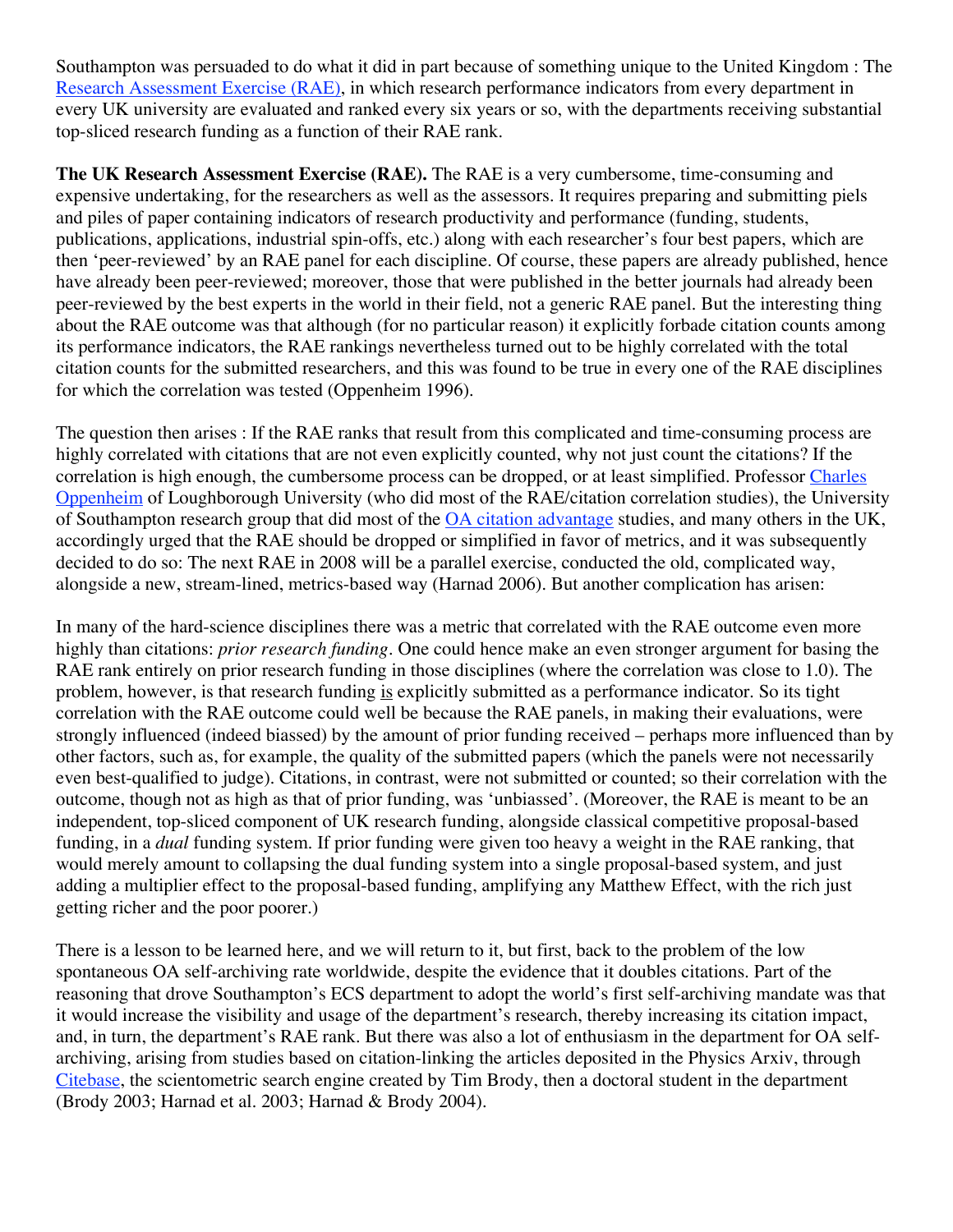Southampton was persuaded to do what it did in part because of something unique to the United Kingdom : The [Research Assessment Exercise (RAE)](), in which research performance indicators from every department in every UK university are evaluated and ranked every six years or so, with the departments receiving substantial top-sliced research funding as a function of their RAE rank.

**The UK Research Assessment Exercise (RAE).** The RAE is a very cumbersome, time-consuming and expensive undertaking, for the researchers as well as the assessors. It requires preparing and submitting piels and piles of paper containing indicators of research productivity and performance (funding, students, publications, applications, industrial spin-offs, etc.) along with each researcher's four best papers, which are then 'peer-reviewed' by an RAE panel for each discipline. Of course, these papers are already published, hence have already been peer-reviewed; moreover, those that were published in the better journals had already been peer-reviewed by the best experts in the world in their field, not a generic RAE panel. But the interesting thing about the RAE outcome was that although (for no particular reason) it explicitly forbade citation counts among its performance indicators, the RAE rankings nevertheless turned out to be highly correlated with the total citation counts for the submitted researchers, and this was found to be true in every one of the RAE disciplines for which the correlation was tested (Oppenheim 1996).

The question then arises : If the RAE ranks that result from this complicated and time-consuming process are highly correlated with citations that are not even explicitly counted, why not just count the citations? If the correlation is high enough, the cumbersome process can be dropped, or at least simplified. Professor Charles Oppenheim of Loughborough University (who did most of the RAE/citation correlation studies), the University of Southampton research group that did most of the OA citation advantage studies, and many others in the UK, accordingly urged that the RAE should be dropped or simplified in favor of metrics, and it was subsequently decided to do so: The next RAE in 2008 will be a parallel exercise, conducted the old, complicated way, alongside a new, stream-lined, metrics-based way (Harnad 2006). But another complication has arisen:

In many of the hard-science disciplines there was a metric that correlated with the RAE outcome even more highly than citations: *prior research funding*. One could hence make an even stronger argument for basing the RAE rank entirely on prior research funding in those disciplines (where the correlation was close to 1.0). The problem, however, is that research funding <u>is</u> explicitly submitted as a performance indicator. So its tight correlation with the RAE outcome could well be because the RAE panels, in making their evaluations, were strongly influenced (indeed biassed) by the amount of prior funding received – perhaps more influenced than by other factors, such as, for example, the quality of the submitted papers (which the panels were not necessarily even best-qualified to judge). Citations, in contrast, were not submitted or counted; so their correlation with the outcome, though not as high as that of prior funding, was 'unbiassed'. (Moreover, the RAE is meant to be an independent, top-sliced component of UK research funding, alongside classical competitive proposal-based funding, in a *dual* funding system. If prior funding were given too heavy a weight in the RAE ranking, that would merely amount to collapsing the dual funding system into a single proposal-based system, and just adding a multiplier effect to the proposal-based funding, amplifying any Matthew Effect, with the rich just getting richer and the poor poorer.)

There is a lesson to be learned here, and we will return to it, but first, back to the problem of the low spontaneous OA self-archiving rate worldwide, despite the evidence that it doubles citations. Part of the reasoning that drove Southampton's ECS department to adopt the world's first self-archiving mandate was that it would increase the visibility and usage of the department's research, thereby increasing its citation impact, and, in turn, the department's RAE rank. But there was also a lot of enthusiasm in the department for OA self-archiving, arising from studies based on citation-linking the articles deposited in the Physics Arxiv, through Citebase, the scientometric search engine created by Tim Brody, then a doctoral student in the department (Brody 2003; Harnad et al. 2003; Harnad & Brody 2004).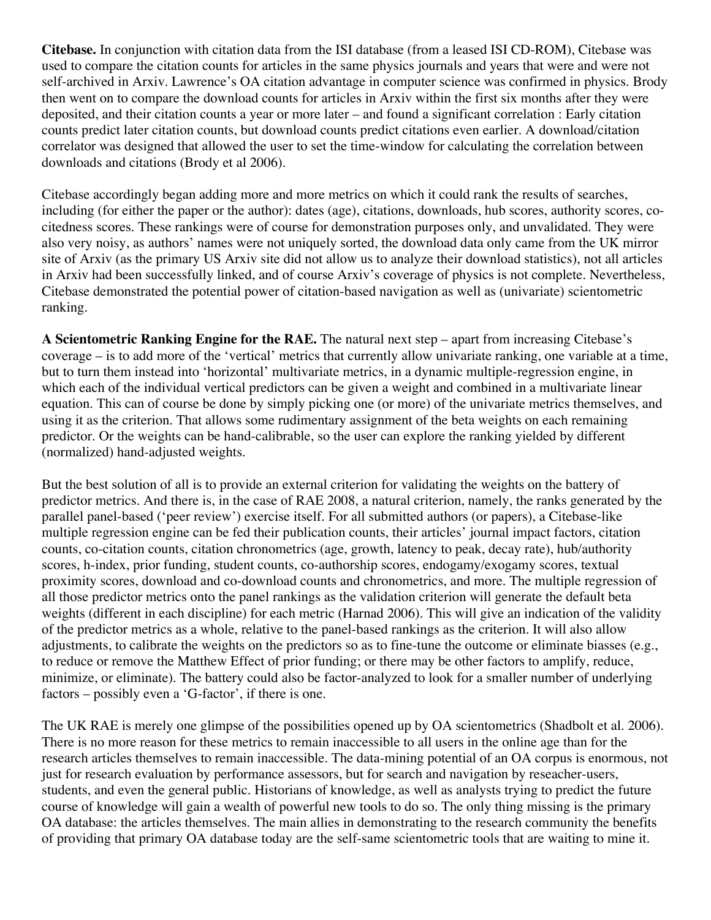**Citebase.** In conjunction with citation data from the ISI database (from a leased ISI CD-ROM), Citebase was used to compare the citation counts for articles in the same physics journals and years that were and were not self-archived in Arxiv. Lawrence's OA citation advantage in computer science was confirmed in physics. Brody then went on to compare the download counts for articles in Arxiv within the first six months after they were deposited, and their citation counts a year or more later – and found a significant correlation : Early citation counts predict later citation counts, but download counts predict citations even earlier. A download/citation correlator was designed that allowed the user to set the time-window for calculating the correlation between downloads and citations (Brody et al 2006).

Citebase accordingly began adding more and more metrics on which it could rank the results of searches, including (for either the paper or the author): dates (age), citations, downloads, hub scores, authority scores, co-citedness scores. These rankings were of course for demonstration purposes only, and unvalidated. They were also very noisy, as authors' names were not uniquely sorted, the download data only came from the UK mirror site of Arxiv (as the primary US Arxiv site did not allow us to analyze their download statistics), not all articles in Arxiv had been successfully linked, and of course Arxiv's coverage of physics is not complete. Nevertheless, Citebase demonstrated the potential power of citation-based navigation as well as (univariate) scientometric ranking.

**A Scientometric Ranking Engine for the RAE.** The natural next step – apart from increasing Citebase's coverage – is to add more of the 'vertical' metrics that currently allow univariate ranking, one variable at a time, but to turn them instead into 'horizontal' multivariate metrics, in a dynamic multiple-regression engine, in which each of the individual vertical predictors can be given a weight and combined in a multivariate linear equation. This can of course be done by simply picking one (or more) of the univariate metrics themselves, and using it as the criterion. That allows some rudimentary assignment of the beta weights on each remaining predictor. Or the weights can be hand-calibrable, so the user can explore the ranking yielded by different (normalized) hand-adjusted weights.

But the best solution of all is to provide an external criterion for validating the weights on the battery of predictor metrics. And there is, in the case of RAE 2008, a natural criterion, namely, the ranks generated by the parallel panel-based ('peer review') exercise itself. For all submitted authors (or papers), a Citebase-like multiple regression engine can be fed their publication counts, their articles' journal impact factors, citation counts, co-citation counts, citation chronometrics (age, growth, latency to peak, decay rate), hub/authority scores, h-index, prior funding, student counts, co-authorship scores, endogamy/exogamy scores, textual proximity scores, download and co-download counts and chronometrics, and more. The multiple regression of all those predictor metrics onto the panel rankings as the validation criterion will generate the default beta weights (different in each discipline) for each metric (Harnad 2006). This will give an indication of the validity of the predictor metrics as a whole, relative to the panel-based rankings as the criterion. It will also allow adjustments, to calibrate the weights on the predictors so as to fine-tune the outcome or eliminate biasses (e.g., to reduce or remove the Matthew Effect of prior funding; or there may be other factors to amplify, reduce, minimize, or eliminate). The battery could also be factor-analyzed to look for a smaller number of underlying factors – possibly even a 'G-factor', if there is one.

The UK RAE is merely one glimpse of the possibilities opened up by OA scientometrics (Shadbolt et al. 2006). There is no more reason for these metrics to remain inaccessible to all users in the online age than for the research articles themselves to remain inaccessible. The data-mining potential of an OA corpus is enormous, not just for research evaluation by performance assessors, but for search and navigation by reseacher-users, students, and even the general public. Historians of knowledge, as well as analysts trying to predict the future course of knowledge will gain a wealth of powerful new tools to do so. The only thing missing is the primary OA database: the articles themselves. The main allies in demonstrating to the research community the benefits of providing that primary OA database today are the self-same scientometric tools that are waiting to mine it.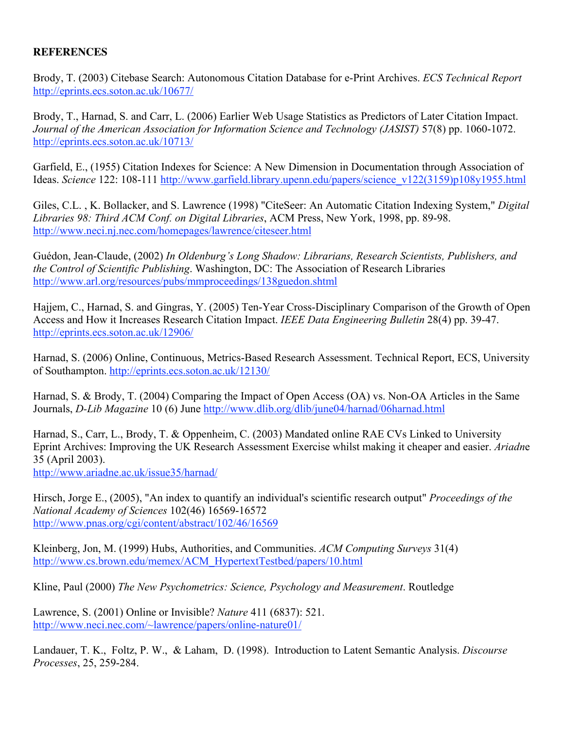**REFERENCES**

Brody, T. (2003) Citebase Search: Autonomous Citation Database for e-Print Archives. *ECS Technical Report* http://eprints.ecs.soton.ac.uk/10677/

Brody, T., Harnad, S. and Carr, L. (2006) Earlier Web Usage Statistics as Predictors of Later Citation Impact. *Journal of the American Association for Information Science and Technology (JASIST)* 57(8) pp. 1060-1072. http://eprints.ecs.soton.ac.uk/10713/

Garfield, E., (1955) Citation Indexes for Science: A New Dimension in Documentation through Association of Ideas. *Science* 122: 108-111 http://www.garfield.library.upenn.edu/papers/science_v122(3159)p108y1955.html

Giles, C.L. , K. Bollacker, and S. Lawrence (1998) "CiteSeer: An Automatic Citation Indexing System," *Digital Libraries 98: Third ACM Conf. on Digital Libraries*, ACM Press, New York, 1998, pp. 89-98. http://www.neci.nj.nec.com/homepages/lawrence/citeseer.html

Guédon, Jean-Claude, (2002) *In Oldenburg's Long Shadow: Librarians, Research Scientists, Publishers, and the Control of Scientific Publishing*. Washington, DC: The Association of Research Libraries http://www.arl.org/resources/pubs/mmproceedings/138guedon.shtml

Hajjem, C., Harnad, S. and Gingras, Y. (2005) Ten-Year Cross-Disciplinary Comparison of the Growth of Open Access and How it Increases Research Citation Impact. *IEEE Data Engineering Bulletin* 28(4) pp. 39-47. http://eprints.ecs.soton.ac.uk/12906/

Harnad, S. (2006) Online, Continuous, Metrics-Based Research Assessment. Technical Report, ECS, University of Southampton. http://eprints.ecs.soton.ac.uk/12130/

Harnad, S. & Brody, T. (2004) Comparing the Impact of Open Access (OA) vs. Non-OA Articles in the Same Journals, *D-Lib Magazine* 10 (6) June http://www.dlib.org/dlib/june04/harnad/06harnad.html

Harnad, S., Carr, L., Brody, T. & Oppenheim, C. (2003) Mandated online RAE CVs Linked to University Eprint Archives: Improving the UK Research Assessment Exercise whilst making it cheaper and easier. *Ariadne* 35 (April 2003).
http://www.ariadne.ac.uk/issue35/harnad/

Hirsch, Jorge E., (2005), "An index to quantify an individual's scientific research output" *Proceedings of the National Academy of Sciences* 102(46) 16569-16572
http://www.pnas.org/cgi/content/abstract/102/46/16569

Kleinberg, Jon, M. (1999) Hubs, Authorities, and Communities. *ACM Computing Surveys* 31(4)
http://www.cs.brown.edu/memex/ACM_HypertextTestbed/papers/10.html

Kline, Paul (2000) *The New Psychometrics: Science, Psychology and Measurement*. Routledge

Lawrence, S. (2001) Online or Invisible? *Nature* 411 (6837): 521.
http://www.neci.nec.com/~lawrence/papers/online-nature01/

Landauer, T. K., Foltz, P. W., & Laham, D. (1998). Introduction to Latent Semantic Analysis. *Discourse Processes*, 25, 259-284.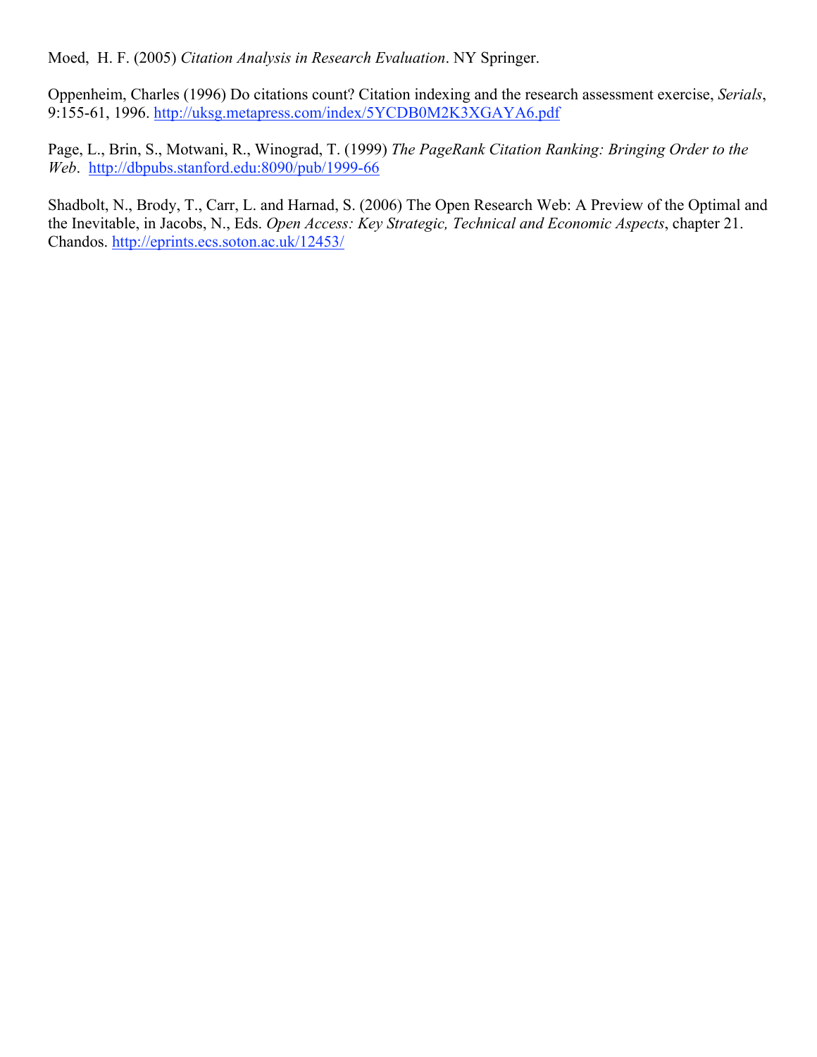Moed, H. F. (2005) *Citation Analysis in Research Evaluation*. NY Springer.

Oppenheim, Charles (1996) Do citations count? Citation indexing and the research assessment exercise, *Serials*, 9:155-61, 1996. http://uksg.metapress.com/index/5YCDB0M2K3XGAYA6.pdf

Page, L., Brin, S., Motwani, R., Winograd, T. (1999) *The PageRank Citation Ranking: Bringing Order to the Web*. http://dbpubs.stanford.edu:8090/pub/1999-66

Shadbolt, N., Brody, T., Carr, L. and Harnad, S. (2006) The Open Research Web: A Preview of the Optimal and the Inevitable, in Jacobs, N., Eds. *Open Access: Key Strategic, Technical and Economic Aspects*, chapter 21. Chandos. http://eprints.ecs.soton.ac.uk/12453/